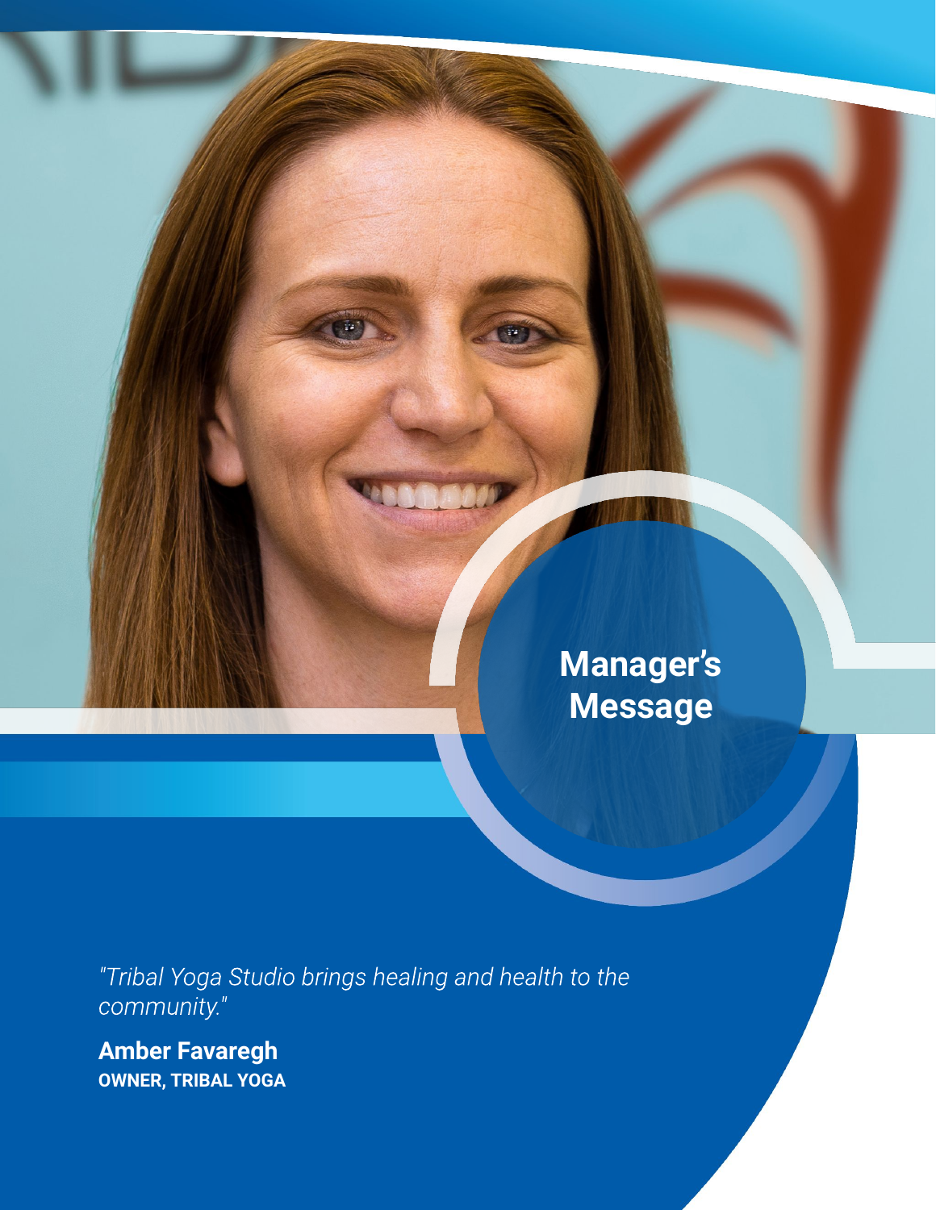# Manager's Message

*"Tribal Yoga Studio brings healing and health to the community."*

**Amber Favaregh**
**OWNER, TRIBAL YOGA**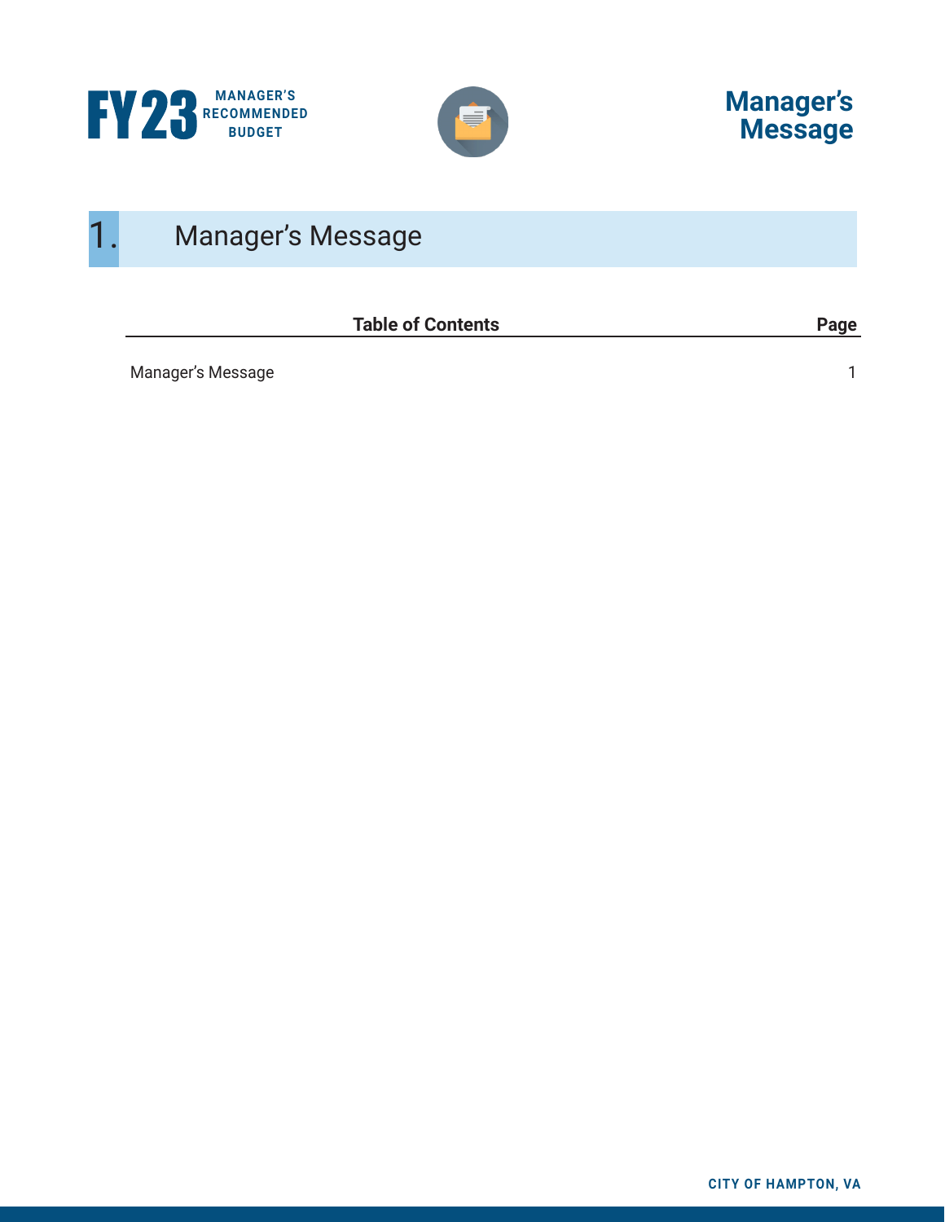# 1. Manager's Message

| Table of Contents | Page |
|---|---|
| Manager's Message | 1 |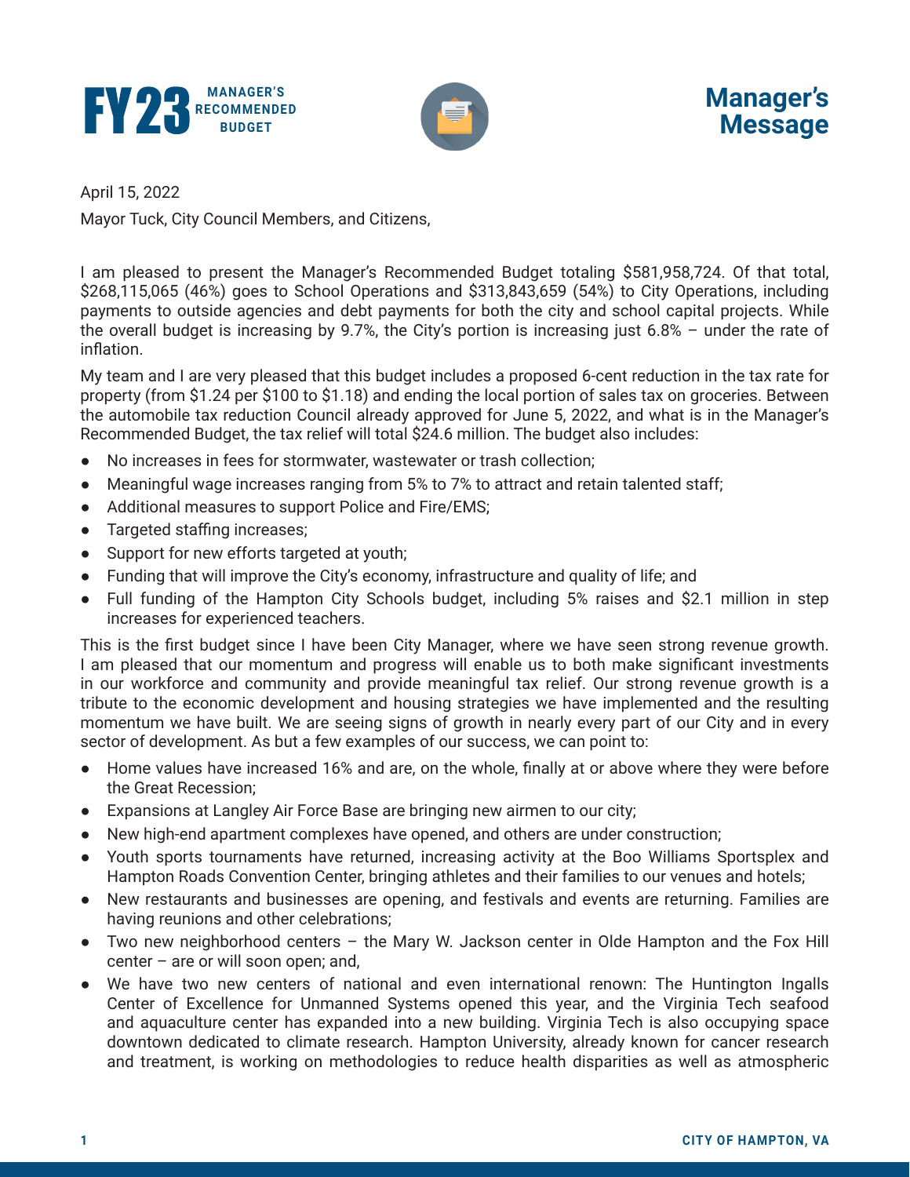# Manager's Message

April 15, 2022

Mayor Tuck, City Council Members, and Citizens,

I am pleased to present the Manager's Recommended Budget totaling $581,958,724. Of that total, $268,115,065 (46%) goes to School Operations and $313,843,659 (54%) to City Operations, including payments to outside agencies and debt payments for both the city and school capital projects. While the overall budget is increasing by 9.7%, the City's portion is increasing just 6.8% – under the rate of inflation.

My team and I are very pleased that this budget includes a proposed 6-cent reduction in the tax rate for property (from $1.24 per $100 to $1.18) and ending the local portion of sales tax on groceries. Between the automobile tax reduction Council already approved for June 5, 2022, and what is in the Manager's Recommended Budget, the tax relief will total $24.6 million. The budget also includes:

- No increases in fees for stormwater, wastewater or trash collection;
- Meaningful wage increases ranging from 5% to 7% to attract and retain talented staff;
- Additional measures to support Police and Fire/EMS;
- Targeted staffing increases;
- Support for new efforts targeted at youth;
- Funding that will improve the City's economy, infrastructure and quality of life; and
- Full funding of the Hampton City Schools budget, including 5% raises and $2.1 million in step increases for experienced teachers.

This is the first budget since I have been City Manager, where we have seen strong revenue growth. I am pleased that our momentum and progress will enable us to both make significant investments in our workforce and community and provide meaningful tax relief. Our strong revenue growth is a tribute to the economic development and housing strategies we have implemented and the resulting momentum we have built. We are seeing signs of growth in nearly every part of our City and in every sector of development. As but a few examples of our success, we can point to:

- Home values have increased 16% and are, on the whole, finally at or above where they were before the Great Recession;
- Expansions at Langley Air Force Base are bringing new airmen to our city;
- New high-end apartment complexes have opened, and others are under construction;
- Youth sports tournaments have returned, increasing activity at the Boo Williams Sportsplex and Hampton Roads Convention Center, bringing athletes and their families to our venues and hotels;
- New restaurants and businesses are opening, and festivals and events are returning. Families are having reunions and other celebrations;
- Two new neighborhood centers – the Mary W. Jackson center in Olde Hampton and the Fox Hill center – are or will soon open; and,
- We have two new centers of national and even international renown: The Huntington Ingalls Center of Excellence for Unmanned Systems opened this year, and the Virginia Tech seafood and aquaculture center has expanded into a new building. Virginia Tech is also occupying space downtown dedicated to climate research. Hampton University, already known for cancer research and treatment, is working on methodologies to reduce health disparities as well as atmospheric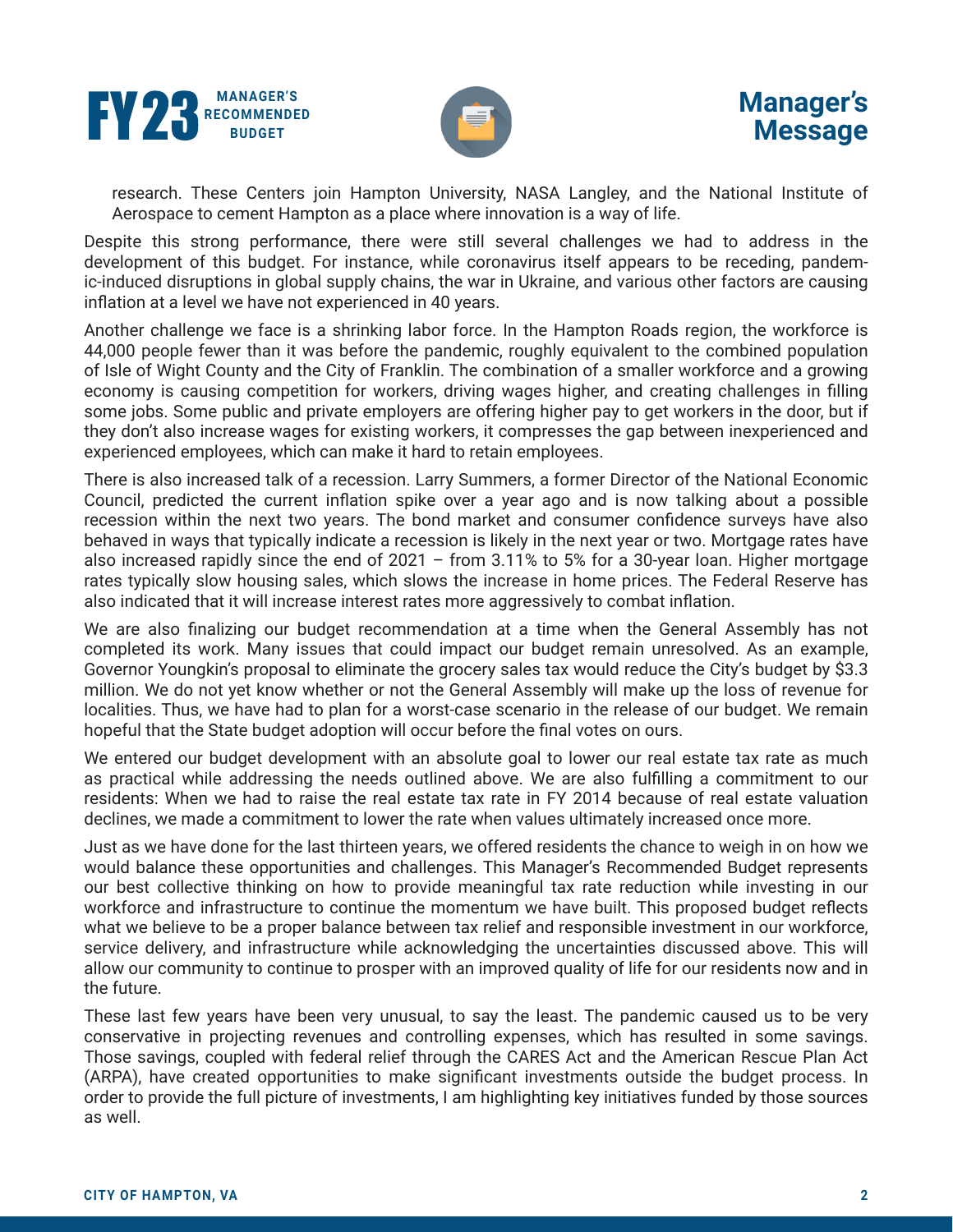research. These Centers join Hampton University, NASA Langley, and the National Institute of Aerospace to cement Hampton as a place where innovation is a way of life.

Despite this strong performance, there were still several challenges we had to address in the development of this budget. For instance, while coronavirus itself appears to be receding, pandemic-induced disruptions in global supply chains, the war in Ukraine, and various other factors are causing inflation at a level we have not experienced in 40 years.

Another challenge we face is a shrinking labor force. In the Hampton Roads region, the workforce is 44,000 people fewer than it was before the pandemic, roughly equivalent to the combined population of Isle of Wight County and the City of Franklin. The combination of a smaller workforce and a growing economy is causing competition for workers, driving wages higher, and creating challenges in filling some jobs. Some public and private employers are offering higher pay to get workers in the door, but if they don't also increase wages for existing workers, it compresses the gap between inexperienced and experienced employees, which can make it hard to retain employees.

There is also increased talk of a recession. Larry Summers, a former Director of the National Economic Council, predicted the current inflation spike over a year ago and is now talking about a possible recession within the next two years. The bond market and consumer confidence surveys have also behaved in ways that typically indicate a recession is likely in the next year or two. Mortgage rates have also increased rapidly since the end of 2021 – from 3.11% to 5% for a 30-year loan. Higher mortgage rates typically slow housing sales, which slows the increase in home prices. The Federal Reserve has also indicated that it will increase interest rates more aggressively to combat inflation.

We are also finalizing our budget recommendation at a time when the General Assembly has not completed its work. Many issues that could impact our budget remain unresolved. As an example, Governor Youngkin's proposal to eliminate the grocery sales tax would reduce the City's budget by $3.3 million. We do not yet know whether or not the General Assembly will make up the loss of revenue for localities. Thus, we have had to plan for a worst-case scenario in the release of our budget. We remain hopeful that the State budget adoption will occur before the final votes on ours.

We entered our budget development with an absolute goal to lower our real estate tax rate as much as practical while addressing the needs outlined above. We are also fulfilling a commitment to our residents: When we had to raise the real estate tax rate in FY 2014 because of real estate valuation declines, we made a commitment to lower the rate when values ultimately increased once more.

Just as we have done for the last thirteen years, we offered residents the chance to weigh in on how we would balance these opportunities and challenges. This Manager's Recommended Budget represents our best collective thinking on how to provide meaningful tax rate reduction while investing in our workforce and infrastructure to continue the momentum we have built. This proposed budget reflects what we believe to be a proper balance between tax relief and responsible investment in our workforce, service delivery, and infrastructure while acknowledging the uncertainties discussed above. This will allow our community to continue to prosper with an improved quality of life for our residents now and in the future.

These last few years have been very unusual, to say the least. The pandemic caused us to be very conservative in projecting revenues and controlling expenses, which has resulted in some savings. Those savings, coupled with federal relief through the CARES Act and the American Rescue Plan Act (ARPA), have created opportunities to make significant investments outside the budget process. In order to provide the full picture of investments, I am highlighting key initiatives funded by those sources as well.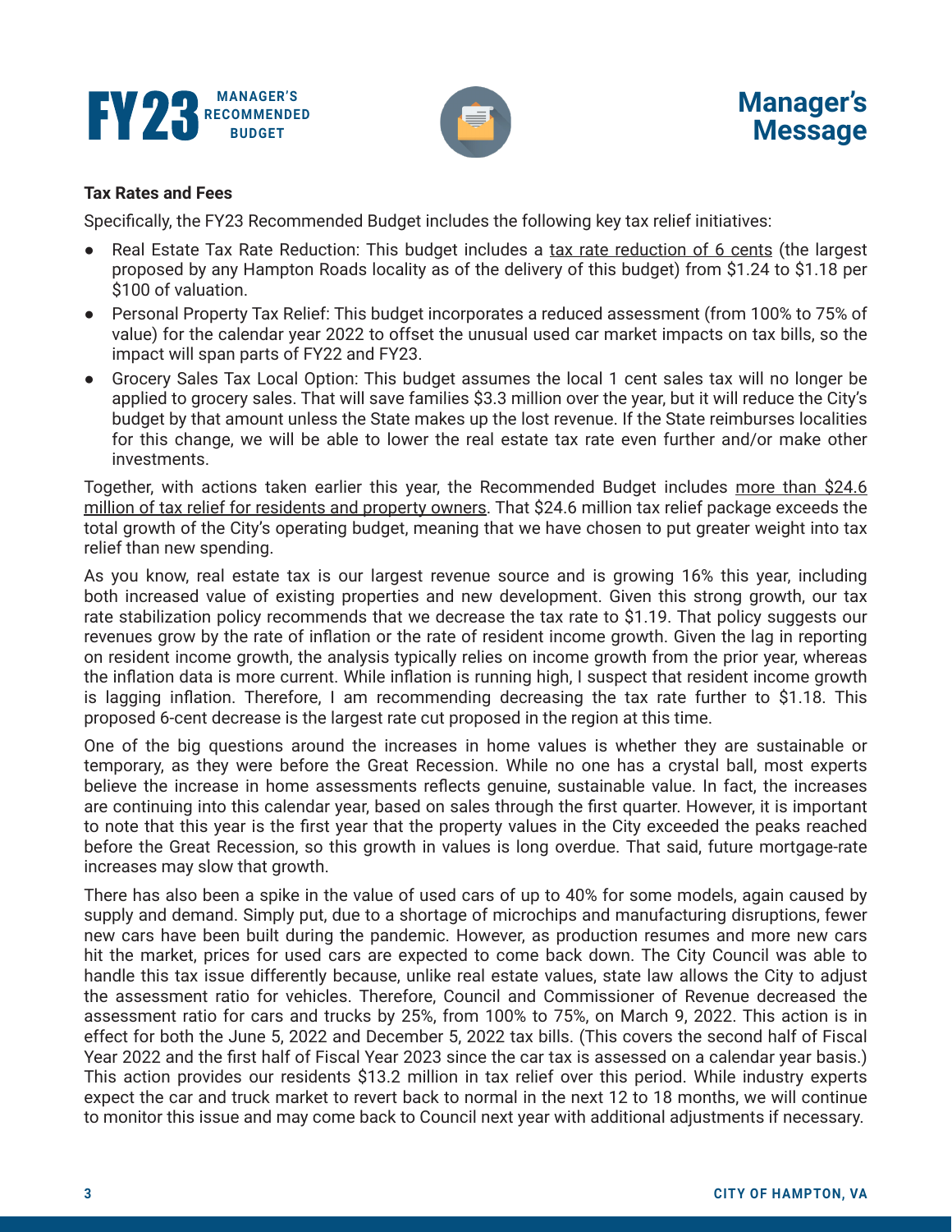**Tax Rates and Fees**

Specifically, the FY23 Recommended Budget includes the following key tax relief initiatives:

- Real Estate Tax Rate Reduction: This budget includes a tax rate reduction of 6 cents (the largest proposed by any Hampton Roads locality as of the delivery of this budget) from $1.24 to $1.18 per $100 of valuation.
- Personal Property Tax Relief: This budget incorporates a reduced assessment (from 100% to 75% of value) for the calendar year 2022 to offset the unusual used car market impacts on tax bills, so the impact will span parts of FY22 and FY23.
- Grocery Sales Tax Local Option: This budget assumes the local 1 cent sales tax will no longer be applied to grocery sales. That will save families $3.3 million over the year, but it will reduce the City's budget by that amount unless the State makes up the lost revenue. If the State reimburses localities for this change, we will be able to lower the real estate tax rate even further and/or make other investments.

Together, with actions taken earlier this year, the Recommended Budget includes more than $24.6 million of tax relief for residents and property owners. That $24.6 million tax relief package exceeds the total growth of the City's operating budget, meaning that we have chosen to put greater weight into tax relief than new spending.

As you know, real estate tax is our largest revenue source and is growing 16% this year, including both increased value of existing properties and new development. Given this strong growth, our tax rate stabilization policy recommends that we decrease the tax rate to $1.19. That policy suggests our revenues grow by the rate of inflation or the rate of resident income growth. Given the lag in reporting on resident income growth, the analysis typically relies on income growth from the prior year, whereas the inflation data is more current. While inflation is running high, I suspect that resident income growth is lagging inflation. Therefore, I am recommending decreasing the tax rate further to $1.18. This proposed 6-cent decrease is the largest rate cut proposed in the region at this time.

One of the big questions around the increases in home values is whether they are sustainable or temporary, as they were before the Great Recession. While no one has a crystal ball, most experts believe the increase in home assessments reflects genuine, sustainable value. In fact, the increases are continuing into this calendar year, based on sales through the first quarter. However, it is important to note that this year is the first year that the property values in the City exceeded the peaks reached before the Great Recession, so this growth in values is long overdue. That said, future mortgage-rate increases may slow that growth.

There has also been a spike in the value of used cars of up to 40% for some models, again caused by supply and demand. Simply put, due to a shortage of microchips and manufacturing disruptions, fewer new cars have been built during the pandemic. However, as production resumes and more new cars hit the market, prices for used cars are expected to come back down. The City Council was able to handle this tax issue differently because, unlike real estate values, state law allows the City to adjust the assessment ratio for vehicles. Therefore, Council and Commissioner of Revenue decreased the assessment ratio for cars and trucks by 25%, from 100% to 75%, on March 9, 2022. This action is in effect for both the June 5, 2022 and December 5, 2022 tax bills. (This covers the second half of Fiscal Year 2022 and the first half of Fiscal Year 2023 since the car tax is assessed on a calendar year basis.) This action provides our residents $13.2 million in tax relief over this period. While industry experts expect the car and truck market to revert back to normal in the next 12 to 18 months, we will continue to monitor this issue and may come back to Council next year with additional adjustments if necessary.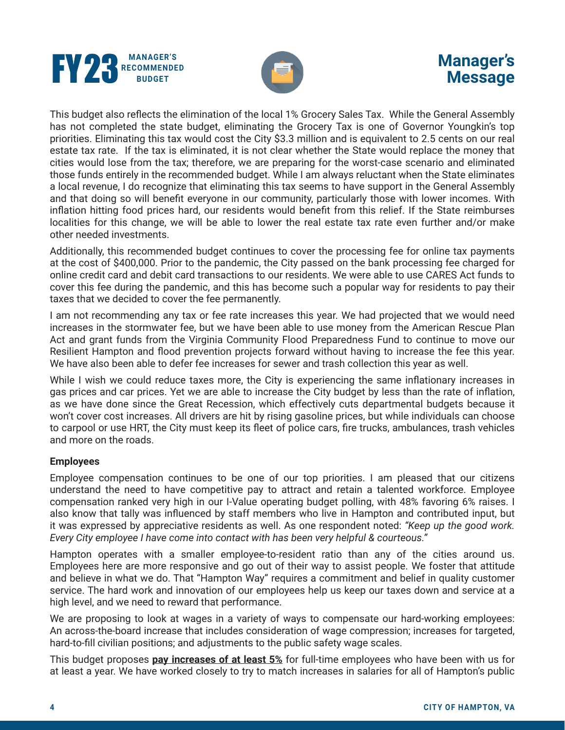This budget also reflects the elimination of the local 1% Grocery Sales Tax. While the General Assembly has not completed the state budget, eliminating the Grocery Tax is one of Governor Youngkin's top priorities. Eliminating this tax would cost the City $3.3 million and is equivalent to 2.5 cents on our real estate tax rate. If the tax is eliminated, it is not clear whether the State would replace the money that cities would lose from the tax; therefore, we are preparing for the worst-case scenario and eliminated those funds entirely in the recommended budget. While I am always reluctant when the State eliminates a local revenue, I do recognize that eliminating this tax seems to have support in the General Assembly and that doing so will benefit everyone in our community, particularly those with lower incomes. With inflation hitting food prices hard, our residents would benefit from this relief. If the State reimburses localities for this change, we will be able to lower the real estate tax rate even further and/or make other needed investments.

Additionally, this recommended budget continues to cover the processing fee for online tax payments at the cost of $400,000. Prior to the pandemic, the City passed on the bank processing fee charged for online credit card and debit card transactions to our residents. We were able to use CARES Act funds to cover this fee during the pandemic, and this has become such a popular way for residents to pay their taxes that we decided to cover the fee permanently.

I am not recommending any tax or fee rate increases this year. We had projected that we would need increases in the stormwater fee, but we have been able to use money from the American Rescue Plan Act and grant funds from the Virginia Community Flood Preparedness Fund to continue to move our Resilient Hampton and flood prevention projects forward without having to increase the fee this year. We have also been able to defer fee increases for sewer and trash collection this year as well.

While I wish we could reduce taxes more, the City is experiencing the same inflationary increases in gas prices and car prices. Yet we are able to increase the City budget by less than the rate of inflation, as we have done since the Great Recession, which effectively cuts departmental budgets because it won't cover cost increases. All drivers are hit by rising gasoline prices, but while individuals can choose to carpool or use HRT, the City must keep its fleet of police cars, fire trucks, ambulances, trash vehicles and more on the roads.

**Employees**

Employee compensation continues to be one of our top priorities. I am pleased that our citizens understand the need to have competitive pay to attract and retain a talented workforce. Employee compensation ranked very high in our I-Value operating budget polling, with 48% favoring 6% raises. I also know that tally was influenced by staff members who live in Hampton and contributed input, but it was expressed by appreciative residents as well. As one respondent noted: *"Keep up the good work. Every City employee I have come into contact with has been very helpful & courteous."*

Hampton operates with a smaller employee-to-resident ratio than any of the cities around us. Employees here are more responsive and go out of their way to assist people. We foster that attitude and believe in what we do. That "Hampton Way" requires a commitment and belief in quality customer service. The hard work and innovation of our employees help us keep our taxes down and service at a high level, and we need to reward that performance.

We are proposing to look at wages in a variety of ways to compensate our hard-working employees: An across-the-board increase that includes consideration of wage compression; increases for targeted, hard-to-fill civilian positions; and adjustments to the public safety wage scales.

This budget proposes **pay increases of at least 5%** for full-time employees who have been with us for at least a year. We have worked closely to try to match increases in salaries for all of Hampton's public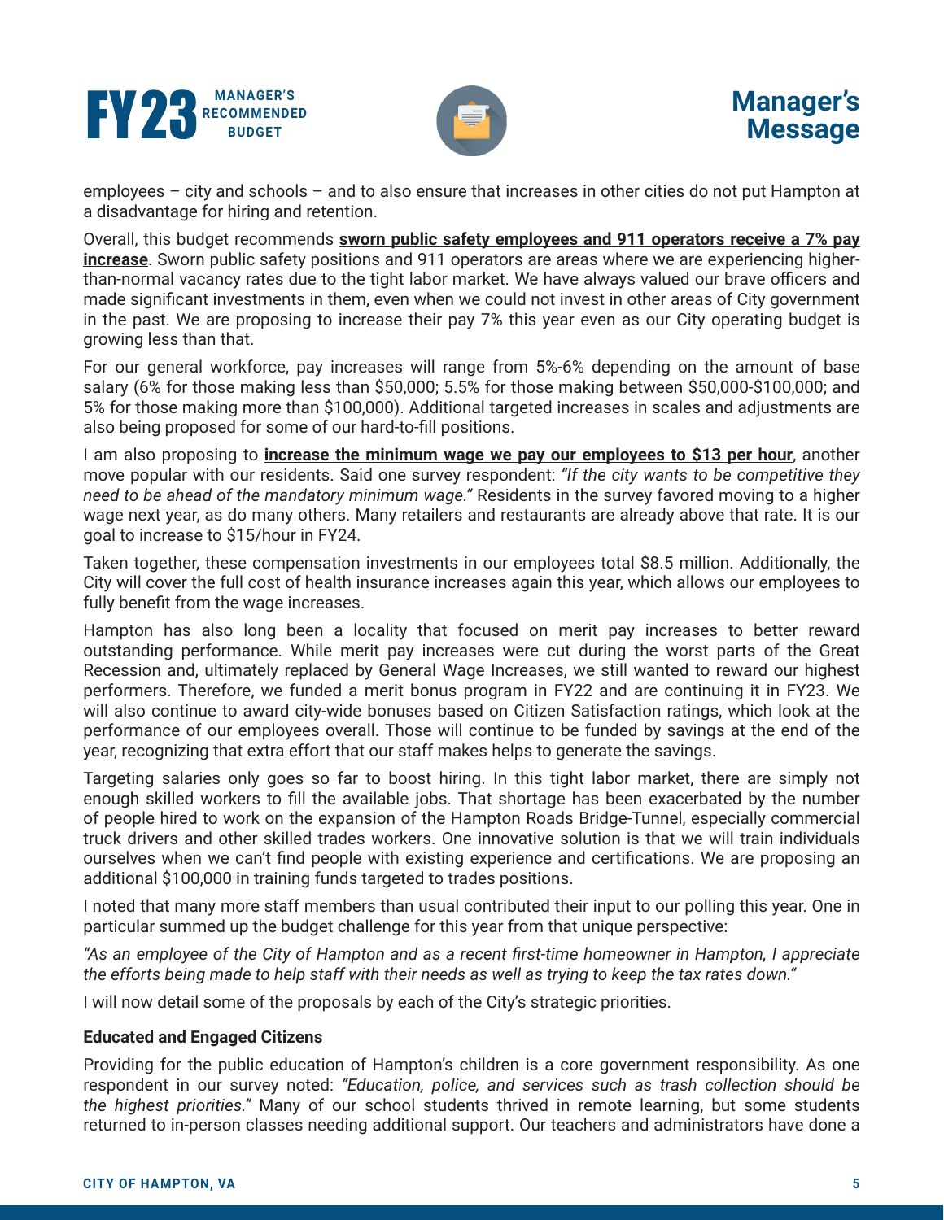employees – city and schools – and to also ensure that increases in other cities do not put Hampton at a disadvantage for hiring and retention.

Overall, this budget recommends **sworn public safety employees and 911 operators receive a 7% pay increase**. Sworn public safety positions and 911 operators are areas where we are experiencing higher-than-normal vacancy rates due to the tight labor market. We have always valued our brave officers and made significant investments in them, even when we could not invest in other areas of City government in the past. We are proposing to increase their pay 7% this year even as our City operating budget is growing less than that.

For our general workforce, pay increases will range from 5%-6% depending on the amount of base salary (6% for those making less than $50,000; 5.5% for those making between $50,000-$100,000; and 5% for those making more than $100,000). Additional targeted increases in scales and adjustments are also being proposed for some of our hard-to-fill positions.

I am also proposing to **increase the minimum wage we pay our employees to $13 per hour**, another move popular with our residents. Said one survey respondent: *"If the city wants to be competitive they need to be ahead of the mandatory minimum wage."* Residents in the survey favored moving to a higher wage next year, as do many others. Many retailers and restaurants are already above that rate. It is our goal to increase to $15/hour in FY24.

Taken together, these compensation investments in our employees total $8.5 million. Additionally, the City will cover the full cost of health insurance increases again this year, which allows our employees to fully benefit from the wage increases.

Hampton has also long been a locality that focused on merit pay increases to better reward outstanding performance. While merit pay increases were cut during the worst parts of the Great Recession and, ultimately replaced by General Wage Increases, we still wanted to reward our highest performers. Therefore, we funded a merit bonus program in FY22 and are continuing it in FY23. We will also continue to award city-wide bonuses based on Citizen Satisfaction ratings, which look at the performance of our employees overall. Those will continue to be funded by savings at the end of the year, recognizing that extra effort that our staff makes helps to generate the savings.

Targeting salaries only goes so far to boost hiring. In this tight labor market, there are simply not enough skilled workers to fill the available jobs. That shortage has been exacerbated by the number of people hired to work on the expansion of the Hampton Roads Bridge-Tunnel, especially commercial truck drivers and other skilled trades workers. One innovative solution is that we will train individuals ourselves when we can't find people with existing experience and certifications. We are proposing an additional $100,000 in training funds targeted to trades positions.

I noted that many more staff members than usual contributed their input to our polling this year. One in particular summed up the budget challenge for this year from that unique perspective:

*"As an employee of the City of Hampton and as a recent first-time homeowner in Hampton, I appreciate the efforts being made to help staff with their needs as well as trying to keep the tax rates down."*

I will now detail some of the proposals by each of the City's strategic priorities.

**Educated and Engaged Citizens**

Providing for the public education of Hampton's children is a core government responsibility. As one respondent in our survey noted: *"Education, police, and services such as trash collection should be the highest priorities."* Many of our school students thrived in remote learning, but some students returned to in-person classes needing additional support. Our teachers and administrators have done a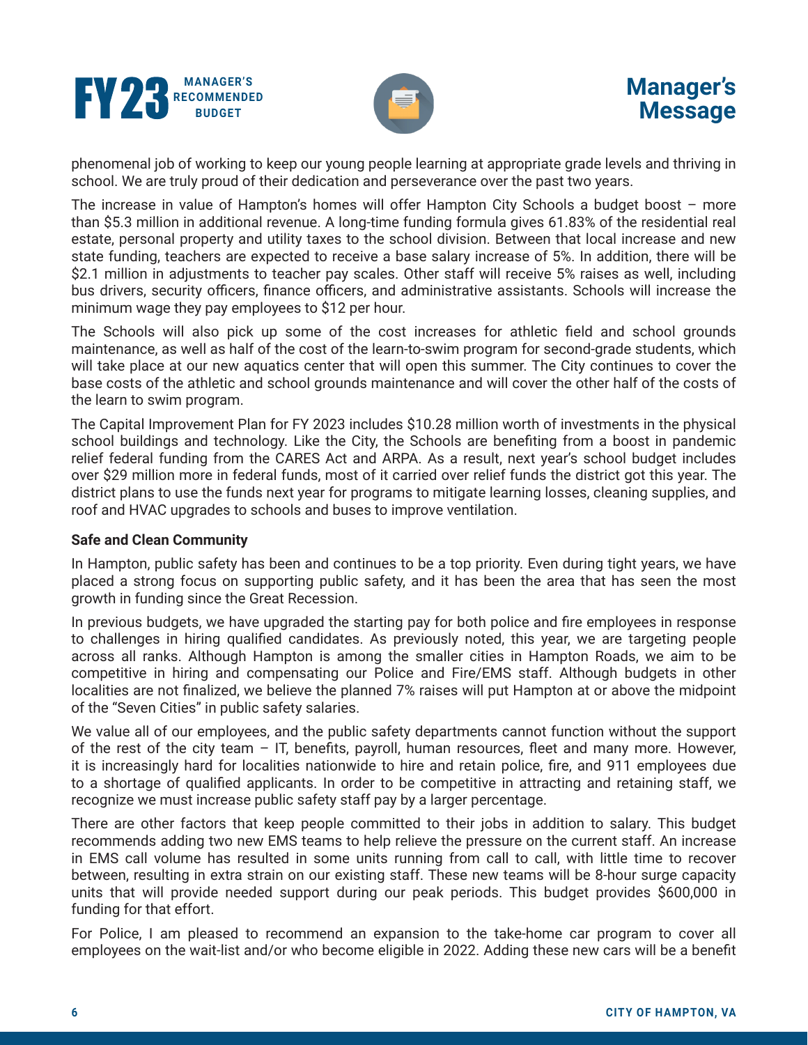phenomenal job of working to keep our young people learning at appropriate grade levels and thriving in school. We are truly proud of their dedication and perseverance over the past two years.

The increase in value of Hampton's homes will offer Hampton City Schools a budget boost – more than $5.3 million in additional revenue. A long-time funding formula gives 61.83% of the residential real estate, personal property and utility taxes to the school division. Between that local increase and new state funding, teachers are expected to receive a base salary increase of 5%. In addition, there will be $2.1 million in adjustments to teacher pay scales. Other staff will receive 5% raises as well, including bus drivers, security officers, finance officers, and administrative assistants. Schools will increase the minimum wage they pay employees to $12 per hour.

The Schools will also pick up some of the cost increases for athletic field and school grounds maintenance, as well as half of the cost of the learn-to-swim program for second-grade students, which will take place at our new aquatics center that will open this summer. The City continues to cover the base costs of the athletic and school grounds maintenance and will cover the other half of the costs of the learn to swim program.

The Capital Improvement Plan for FY 2023 includes $10.28 million worth of investments in the physical school buildings and technology. Like the City, the Schools are benefiting from a boost in pandemic relief federal funding from the CARES Act and ARPA. As a result, next year's school budget includes over $29 million more in federal funds, most of it carried over relief funds the district got this year. The district plans to use the funds next year for programs to mitigate learning losses, cleaning supplies, and roof and HVAC upgrades to schools and buses to improve ventilation.

**Safe and Clean Community**

In Hampton, public safety has been and continues to be a top priority. Even during tight years, we have placed a strong focus on supporting public safety, and it has been the area that has seen the most growth in funding since the Great Recession.

In previous budgets, we have upgraded the starting pay for both police and fire employees in response to challenges in hiring qualified candidates. As previously noted, this year, we are targeting people across all ranks. Although Hampton is among the smaller cities in Hampton Roads, we aim to be competitive in hiring and compensating our Police and Fire/EMS staff. Although budgets in other localities are not finalized, we believe the planned 7% raises will put Hampton at or above the midpoint of the "Seven Cities" in public safety salaries.

We value all of our employees, and the public safety departments cannot function without the support of the rest of the city team – IT, benefits, payroll, human resources, fleet and many more. However, it is increasingly hard for localities nationwide to hire and retain police, fire, and 911 employees due to a shortage of qualified applicants. In order to be competitive in attracting and retaining staff, we recognize we must increase public safety staff pay by a larger percentage.

There are other factors that keep people committed to their jobs in addition to salary. This budget recommends adding two new EMS teams to help relieve the pressure on the current staff. An increase in EMS call volume has resulted in some units running from call to call, with little time to recover between, resulting in extra strain on our existing staff. These new teams will be 8-hour surge capacity units that will provide needed support during our peak periods. This budget provides $600,000 in funding for that effort.

For Police, I am pleased to recommend an expansion to the take-home car program to cover all employees on the wait-list and/or who become eligible in 2022. Adding these new cars will be a benefit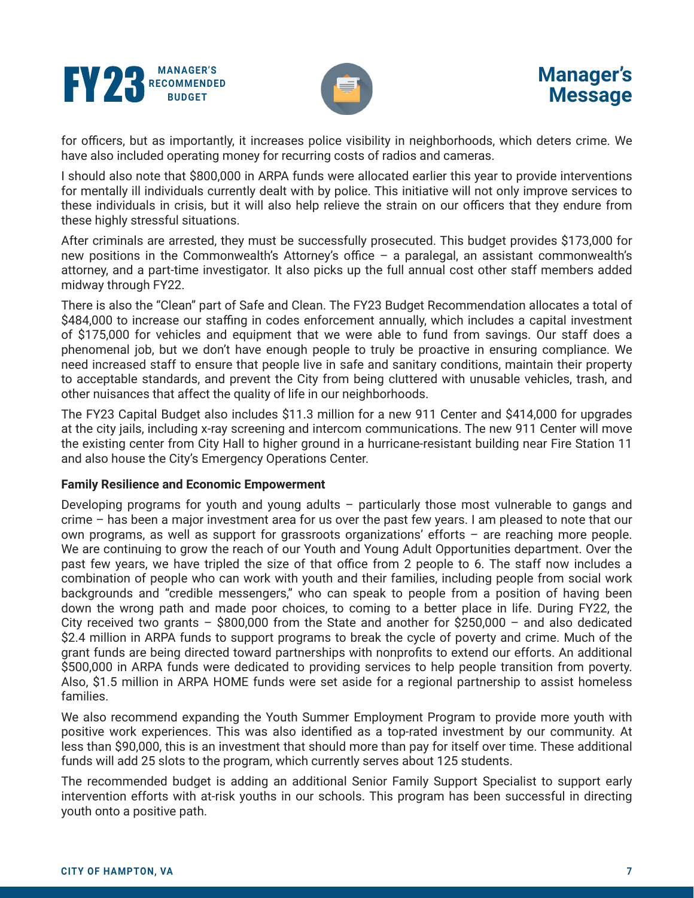for officers, but as importantly, it increases police visibility in neighborhoods, which deters crime. We have also included operating money for recurring costs of radios and cameras.

I should also note that $800,000 in ARPA funds were allocated earlier this year to provide interventions for mentally ill individuals currently dealt with by police. This initiative will not only improve services to these individuals in crisis, but it will also help relieve the strain on our officers that they endure from these highly stressful situations.

After criminals are arrested, they must be successfully prosecuted. This budget provides $173,000 for new positions in the Commonwealth's Attorney's office – a paralegal, an assistant commonwealth's attorney, and a part-time investigator. It also picks up the full annual cost other staff members added midway through FY22.

There is also the "Clean" part of Safe and Clean. The FY23 Budget Recommendation allocates a total of $484,000 to increase our staffing in codes enforcement annually, which includes a capital investment of $175,000 for vehicles and equipment that we were able to fund from savings. Our staff does a phenomenal job, but we don't have enough people to truly be proactive in ensuring compliance. We need increased staff to ensure that people live in safe and sanitary conditions, maintain their property to acceptable standards, and prevent the City from being cluttered with unusable vehicles, trash, and other nuisances that affect the quality of life in our neighborhoods.

The FY23 Capital Budget also includes $11.3 million for a new 911 Center and $414,000 for upgrades at the city jails, including x-ray screening and intercom communications. The new 911 Center will move the existing center from City Hall to higher ground in a hurricane-resistant building near Fire Station 11 and also house the City's Emergency Operations Center.

**Family Resilience and Economic Empowerment**

Developing programs for youth and young adults – particularly those most vulnerable to gangs and crime – has been a major investment area for us over the past few years. I am pleased to note that our own programs, as well as support for grassroots organizations' efforts – are reaching more people. We are continuing to grow the reach of our Youth and Young Adult Opportunities department. Over the past few years, we have tripled the size of that office from 2 people to 6. The staff now includes a combination of people who can work with youth and their families, including people from social work backgrounds and "credible messengers," who can speak to people from a position of having been down the wrong path and made poor choices, to coming to a better place in life. During FY22, the City received two grants – $800,000 from the State and another for $250,000 – and also dedicated $2.4 million in ARPA funds to support programs to break the cycle of poverty and crime. Much of the grant funds are being directed toward partnerships with nonprofits to extend our efforts. An additional $500,000 in ARPA funds were dedicated to providing services to help people transition from poverty. Also, $1.5 million in ARPA HOME funds were set aside for a regional partnership to assist homeless families.

We also recommend expanding the Youth Summer Employment Program to provide more youth with positive work experiences. This was also identified as a top-rated investment by our community. At less than $90,000, this is an investment that should more than pay for itself over time. These additional funds will add 25 slots to the program, which currently serves about 125 students.

The recommended budget is adding an additional Senior Family Support Specialist to support early intervention efforts with at-risk youths in our schools. This program has been successful in directing youth onto a positive path.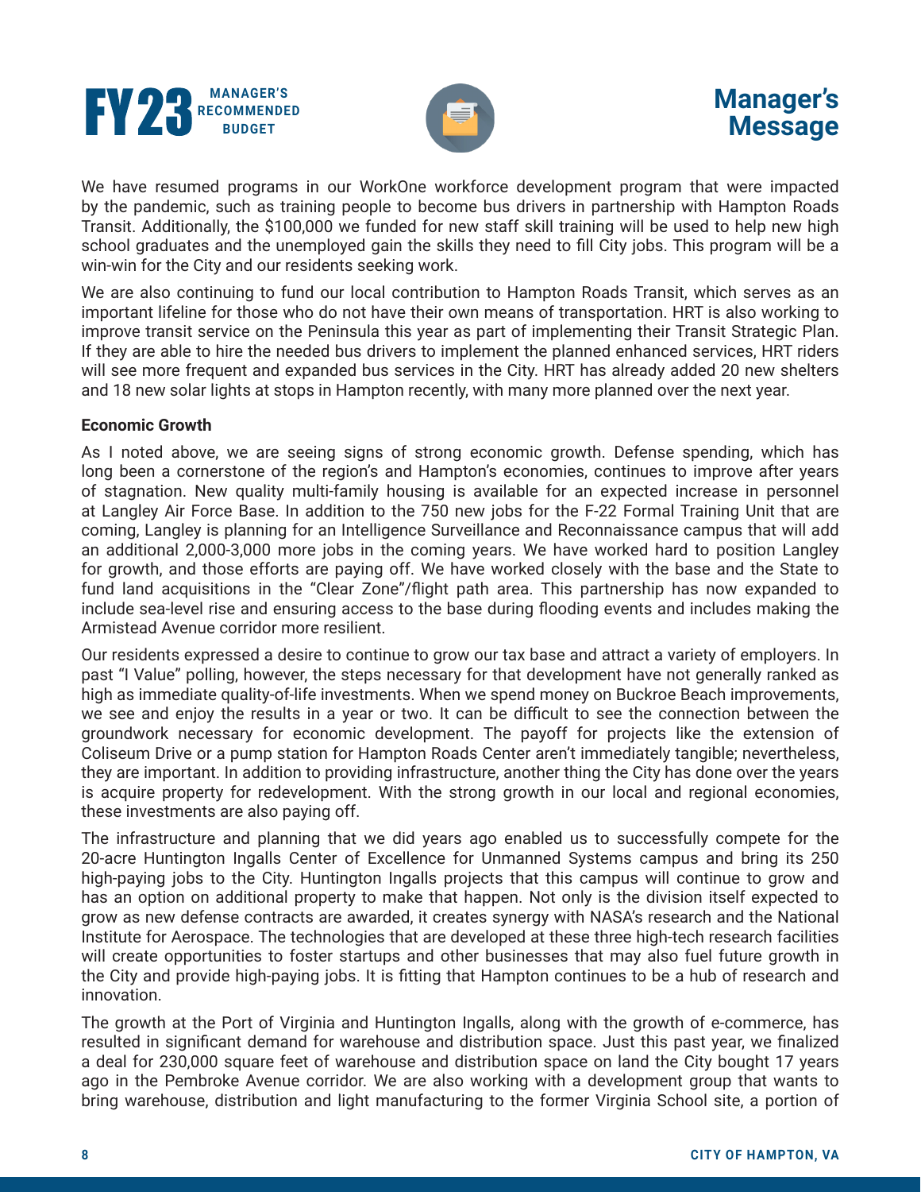We have resumed programs in our WorkOne workforce development program that were impacted by the pandemic, such as training people to become bus drivers in partnership with Hampton Roads Transit. Additionally, the $100,000 we funded for new staff skill training will be used to help new high school graduates and the unemployed gain the skills they need to fill City jobs. This program will be a win-win for the City and our residents seeking work.

We are also continuing to fund our local contribution to Hampton Roads Transit, which serves as an important lifeline for those who do not have their own means of transportation. HRT is also working to improve transit service on the Peninsula this year as part of implementing their Transit Strategic Plan. If they are able to hire the needed bus drivers to implement the planned enhanced services, HRT riders will see more frequent and expanded bus services in the City. HRT has already added 20 new shelters and 18 new solar lights at stops in Hampton recently, with many more planned over the next year.

**Economic Growth**

As I noted above, we are seeing signs of strong economic growth. Defense spending, which has long been a cornerstone of the region's and Hampton's economies, continues to improve after years of stagnation. New quality multi-family housing is available for an expected increase in personnel at Langley Air Force Base. In addition to the 750 new jobs for the F-22 Formal Training Unit that are coming, Langley is planning for an Intelligence Surveillance and Reconnaissance campus that will add an additional 2,000-3,000 more jobs in the coming years. We have worked hard to position Langley for growth, and those efforts are paying off. We have worked closely with the base and the State to fund land acquisitions in the "Clear Zone"/flight path area. This partnership has now expanded to include sea-level rise and ensuring access to the base during flooding events and includes making the Armistead Avenue corridor more resilient.

Our residents expressed a desire to continue to grow our tax base and attract a variety of employers. In past "I Value" polling, however, the steps necessary for that development have not generally ranked as high as immediate quality-of-life investments. When we spend money on Buckroe Beach improvements, we see and enjoy the results in a year or two. It can be difficult to see the connection between the groundwork necessary for economic development. The payoff for projects like the extension of Coliseum Drive or a pump station for Hampton Roads Center aren't immediately tangible; nevertheless, they are important. In addition to providing infrastructure, another thing the City has done over the years is acquire property for redevelopment. With the strong growth in our local and regional economies, these investments are also paying off.

The infrastructure and planning that we did years ago enabled us to successfully compete for the 20-acre Huntington Ingalls Center of Excellence for Unmanned Systems campus and bring its 250 high-paying jobs to the City. Huntington Ingalls projects that this campus will continue to grow and has an option on additional property to make that happen. Not only is the division itself expected to grow as new defense contracts are awarded, it creates synergy with NASA's research and the National Institute for Aerospace. The technologies that are developed at these three high-tech research facilities will create opportunities to foster startups and other businesses that may also fuel future growth in the City and provide high-paying jobs. It is fitting that Hampton continues to be a hub of research and innovation.

The growth at the Port of Virginia and Huntington Ingalls, along with the growth of e-commerce, has resulted in significant demand for warehouse and distribution space. Just this past year, we finalized a deal for 230,000 square feet of warehouse and distribution space on land the City bought 17 years ago in the Pembroke Avenue corridor. We are also working with a development group that wants to bring warehouse, distribution and light manufacturing to the former Virginia School site, a portion of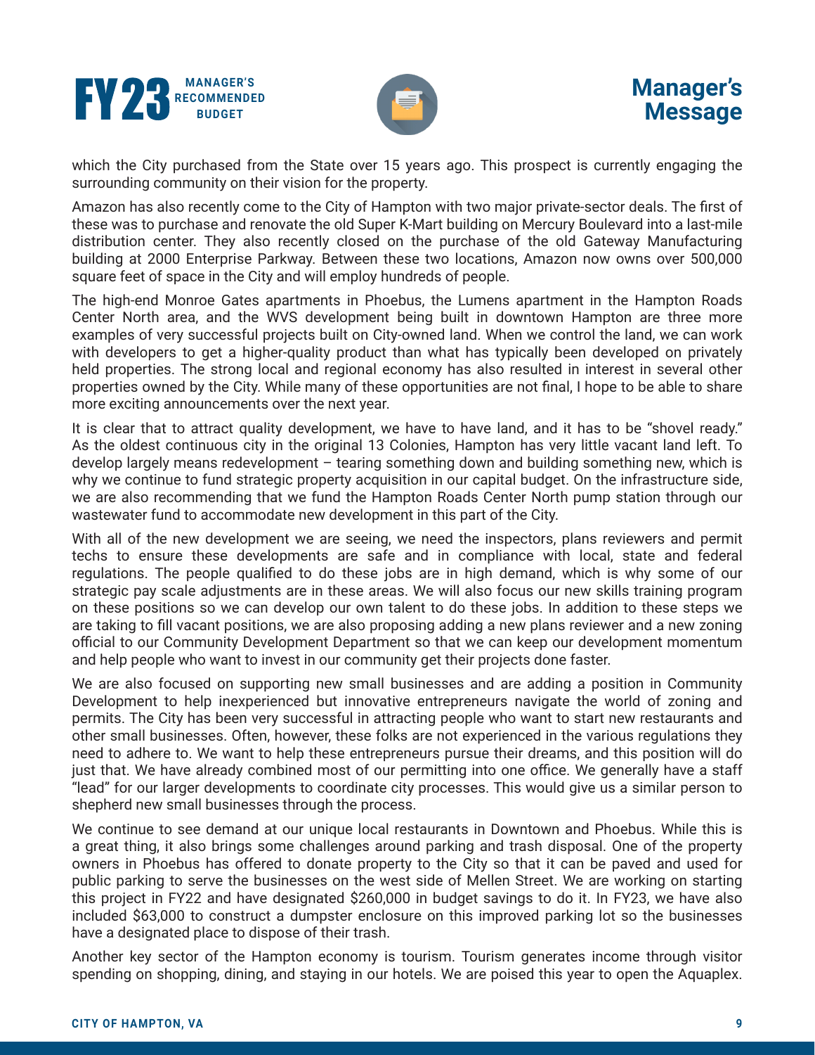which the City purchased from the State over 15 years ago. This prospect is currently engaging the surrounding community on their vision for the property.

Amazon has also recently come to the City of Hampton with two major private-sector deals. The first of these was to purchase and renovate the old Super K-Mart building on Mercury Boulevard into a last-mile distribution center. They also recently closed on the purchase of the old Gateway Manufacturing building at 2000 Enterprise Parkway. Between these two locations, Amazon now owns over 500,000 square feet of space in the City and will employ hundreds of people.

The high-end Monroe Gates apartments in Phoebus, the Lumens apartment in the Hampton Roads Center North area, and the WVS development being built in downtown Hampton are three more examples of very successful projects built on City-owned land. When we control the land, we can work with developers to get a higher-quality product than what has typically been developed on privately held properties. The strong local and regional economy has also resulted in interest in several other properties owned by the City. While many of these opportunities are not final, I hope to be able to share more exciting announcements over the next year.

It is clear that to attract quality development, we have to have land, and it has to be "shovel ready." As the oldest continuous city in the original 13 Colonies, Hampton has very little vacant land left. To develop largely means redevelopment – tearing something down and building something new, which is why we continue to fund strategic property acquisition in our capital budget. On the infrastructure side, we are also recommending that we fund the Hampton Roads Center North pump station through our wastewater fund to accommodate new development in this part of the City.

With all of the new development we are seeing, we need the inspectors, plans reviewers and permit techs to ensure these developments are safe and in compliance with local, state and federal regulations. The people qualified to do these jobs are in high demand, which is why some of our strategic pay scale adjustments are in these areas. We will also focus our new skills training program on these positions so we can develop our own talent to do these jobs. In addition to these steps we are taking to fill vacant positions, we are also proposing adding a new plans reviewer and a new zoning official to our Community Development Department so that we can keep our development momentum and help people who want to invest in our community get their projects done faster.

We are also focused on supporting new small businesses and are adding a position in Community Development to help inexperienced but innovative entrepreneurs navigate the world of zoning and permits. The City has been very successful in attracting people who want to start new restaurants and other small businesses. Often, however, these folks are not experienced in the various regulations they need to adhere to. We want to help these entrepreneurs pursue their dreams, and this position will do just that. We have already combined most of our permitting into one office. We generally have a staff "lead" for our larger developments to coordinate city processes. This would give us a similar person to shepherd new small businesses through the process.

We continue to see demand at our unique local restaurants in Downtown and Phoebus. While this is a great thing, it also brings some challenges around parking and trash disposal. One of the property owners in Phoebus has offered to donate property to the City so that it can be paved and used for public parking to serve the businesses on the west side of Mellen Street. We are working on starting this project in FY22 and have designated $260,000 in budget savings to do it. In FY23, we have also included $63,000 to construct a dumpster enclosure on this improved parking lot so the businesses have a designated place to dispose of their trash.

Another key sector of the Hampton economy is tourism. Tourism generates income through visitor spending on shopping, dining, and staying in our hotels. We are poised this year to open the Aquaplex.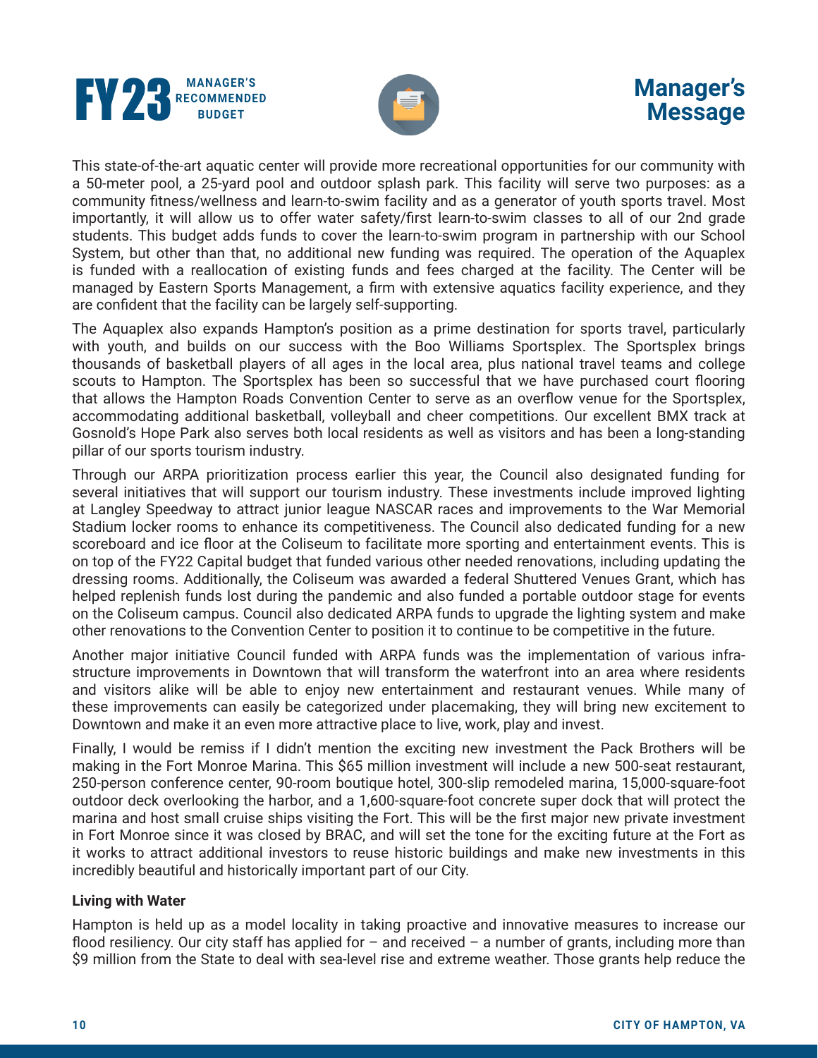This state-of-the-art aquatic center will provide more recreational opportunities for our community with a 50-meter pool, a 25-yard pool and outdoor splash park. This facility will serve two purposes: as a community fitness/wellness and learn-to-swim facility and as a generator of youth sports travel. Most importantly, it will allow us to offer water safety/first learn-to-swim classes to all of our 2nd grade students. This budget adds funds to cover the learn-to-swim program in partnership with our School System, but other than that, no additional new funding was required. The operation of the Aquaplex is funded with a reallocation of existing funds and fees charged at the facility. The Center will be managed by Eastern Sports Management, a firm with extensive aquatics facility experience, and they are confident that the facility can be largely self-supporting.

The Aquaplex also expands Hampton's position as a prime destination for sports travel, particularly with youth, and builds on our success with the Boo Williams Sportsplex. The Sportsplex brings thousands of basketball players of all ages in the local area, plus national travel teams and college scouts to Hampton. The Sportsplex has been so successful that we have purchased court flooring that allows the Hampton Roads Convention Center to serve as an overflow venue for the Sportsplex, accommodating additional basketball, volleyball and cheer competitions. Our excellent BMX track at Gosnold's Hope Park also serves both local residents as well as visitors and has been a long-standing pillar of our sports tourism industry.

Through our ARPA prioritization process earlier this year, the Council also designated funding for several initiatives that will support our tourism industry. These investments include improved lighting at Langley Speedway to attract junior league NASCAR races and improvements to the War Memorial Stadium locker rooms to enhance its competitiveness. The Council also dedicated funding for a new scoreboard and ice floor at the Coliseum to facilitate more sporting and entertainment events. This is on top of the FY22 Capital budget that funded various other needed renovations, including updating the dressing rooms. Additionally, the Coliseum was awarded a federal Shuttered Venues Grant, which has helped replenish funds lost during the pandemic and also funded a portable outdoor stage for events on the Coliseum campus. Council also dedicated ARPA funds to upgrade the lighting system and make other renovations to the Convention Center to position it to continue to be competitive in the future.

Another major initiative Council funded with ARPA funds was the implementation of various infrastructure improvements in Downtown that will transform the waterfront into an area where residents and visitors alike will be able to enjoy new entertainment and restaurant venues. While many of these improvements can easily be categorized under placemaking, they will bring new excitement to Downtown and make it an even more attractive place to live, work, play and invest.

Finally, I would be remiss if I didn't mention the exciting new investment the Pack Brothers will be making in the Fort Monroe Marina. This $65 million investment will include a new 500-seat restaurant, 250-person conference center, 90-room boutique hotel, 300-slip remodeled marina, 15,000-square-foot outdoor deck overlooking the harbor, and a 1,600-square-foot concrete super dock that will protect the marina and host small cruise ships visiting the Fort. This will be the first major new private investment in Fort Monroe since it was closed by BRAC, and will set the tone for the exciting future at the Fort as it works to attract additional investors to reuse historic buildings and make new investments in this incredibly beautiful and historically important part of our City.

**Living with Water**

Hampton is held up as a model locality in taking proactive and innovative measures to increase our flood resiliency. Our city staff has applied for – and received – a number of grants, including more than $9 million from the State to deal with sea-level rise and extreme weather. Those grants help reduce the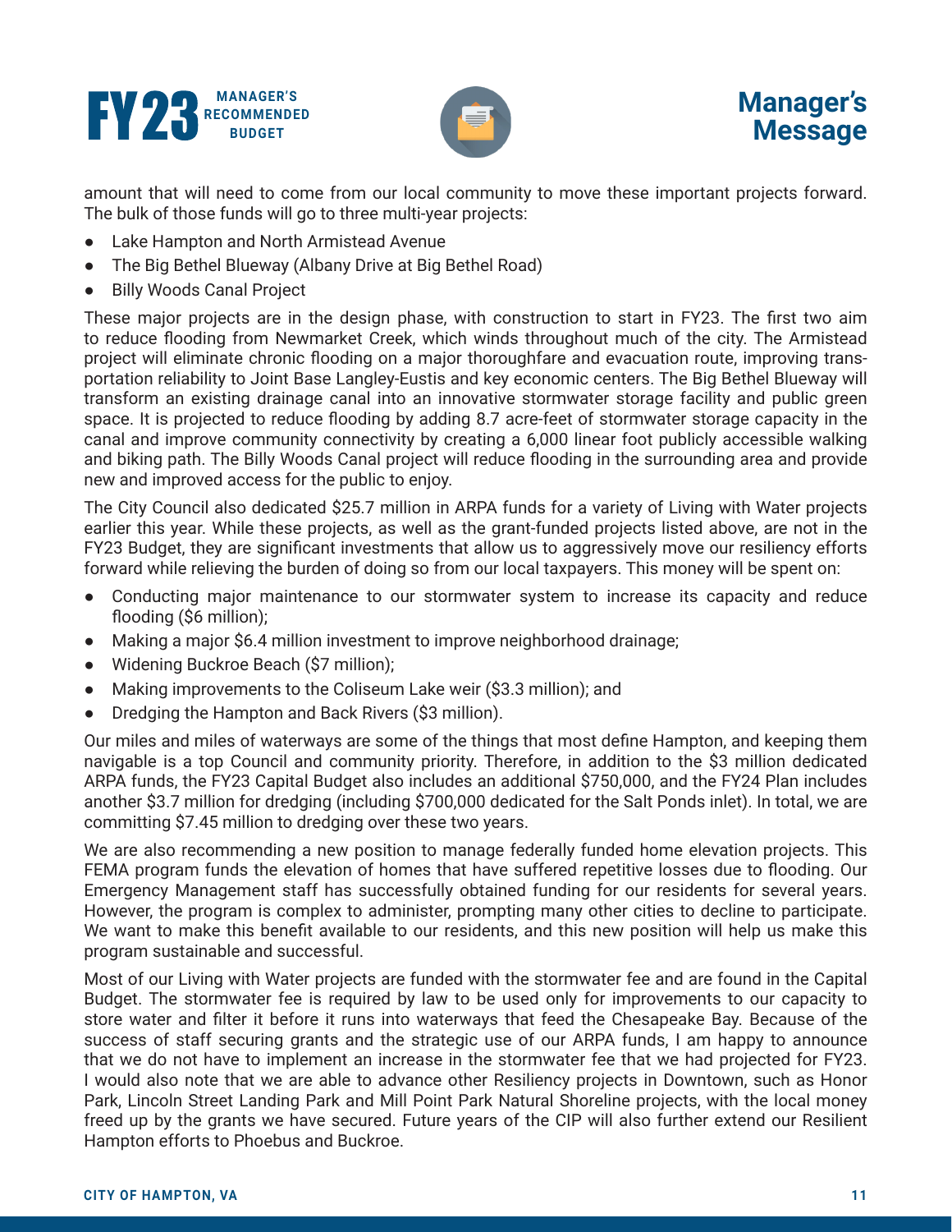amount that will need to come from our local community to move these important projects forward. The bulk of those funds will go to three multi-year projects:

- Lake Hampton and North Armistead Avenue
- The Big Bethel Blueway (Albany Drive at Big Bethel Road)
- Billy Woods Canal Project

These major projects are in the design phase, with construction to start in FY23. The first two aim to reduce flooding from Newmarket Creek, which winds throughout much of the city. The Armistead project will eliminate chronic flooding on a major thoroughfare and evacuation route, improving transportation reliability to Joint Base Langley-Eustis and key economic centers. The Big Bethel Blueway will transform an existing drainage canal into an innovative stormwater storage facility and public green space. It is projected to reduce flooding by adding 8.7 acre-feet of stormwater storage capacity in the canal and improve community connectivity by creating a 6,000 linear foot publicly accessible walking and biking path. The Billy Woods Canal project will reduce flooding in the surrounding area and provide new and improved access for the public to enjoy.

The City Council also dedicated $25.7 million in ARPA funds for a variety of Living with Water projects earlier this year. While these projects, as well as the grant-funded projects listed above, are not in the FY23 Budget, they are significant investments that allow us to aggressively move our resiliency efforts forward while relieving the burden of doing so from our local taxpayers. This money will be spent on:

- Conducting major maintenance to our stormwater system to increase its capacity and reduce flooding ($6 million);
- Making a major $6.4 million investment to improve neighborhood drainage;
- Widening Buckroe Beach ($7 million);
- Making improvements to the Coliseum Lake weir ($3.3 million); and
- Dredging the Hampton and Back Rivers ($3 million).

Our miles and miles of waterways are some of the things that most define Hampton, and keeping them navigable is a top Council and community priority. Therefore, in addition to the $3 million dedicated ARPA funds, the FY23 Capital Budget also includes an additional $750,000, and the FY24 Plan includes another $3.7 million for dredging (including $700,000 dedicated for the Salt Ponds inlet). In total, we are committing $7.45 million to dredging over these two years.

We are also recommending a new position to manage federally funded home elevation projects. This FEMA program funds the elevation of homes that have suffered repetitive losses due to flooding. Our Emergency Management staff has successfully obtained funding for our residents for several years. However, the program is complex to administer, prompting many other cities to decline to participate. We want to make this benefit available to our residents, and this new position will help us make this program sustainable and successful.

Most of our Living with Water projects are funded with the stormwater fee and are found in the Capital Budget. The stormwater fee is required by law to be used only for improvements to our capacity to store water and filter it before it runs into waterways that feed the Chesapeake Bay. Because of the success of staff securing grants and the strategic use of our ARPA funds, I am happy to announce that we do not have to implement an increase in the stormwater fee that we had projected for FY23. I would also note that we are able to advance other Resiliency projects in Downtown, such as Honor Park, Lincoln Street Landing Park and Mill Point Park Natural Shoreline projects, with the local money freed up by the grants we have secured. Future years of the CIP will also further extend our Resilient Hampton efforts to Phoebus and Buckroe.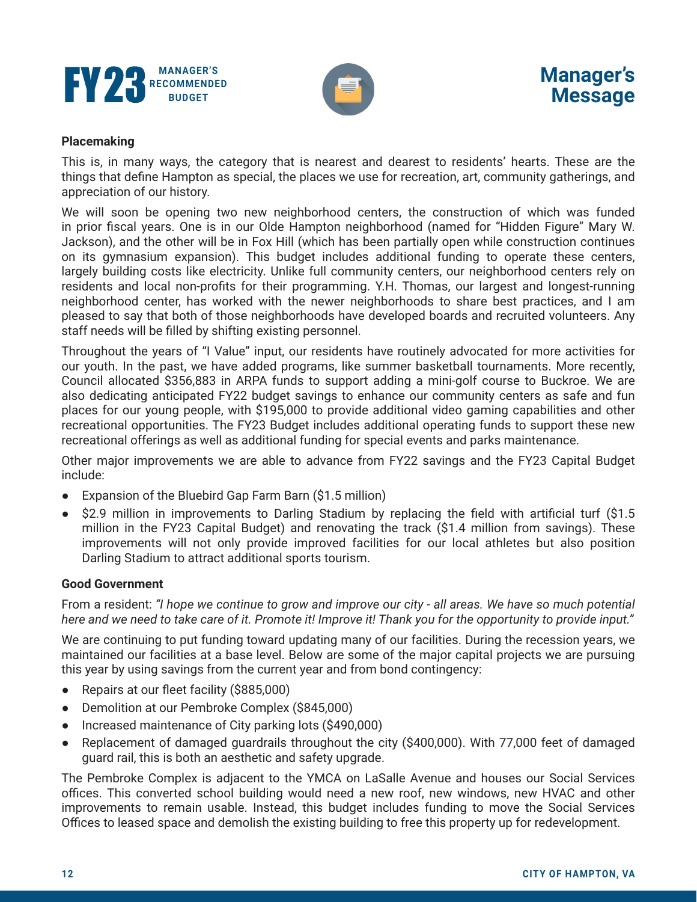**Placemaking**

This is, in many ways, the category that is nearest and dearest to residents' hearts. These are the things that define Hampton as special, the places we use for recreation, art, community gatherings, and appreciation of our history.

We will soon be opening two new neighborhood centers, the construction of which was funded in prior fiscal years. One is in our Olde Hampton neighborhood (named for "Hidden Figure" Mary W. Jackson), and the other will be in Fox Hill (which has been partially open while construction continues on its gymnasium expansion). This budget includes additional funding to operate these centers, largely building costs like electricity. Unlike full community centers, our neighborhood centers rely on residents and local non-profits for their programming. Y.H. Thomas, our largest and longest-running neighborhood center, has worked with the newer neighborhoods to share best practices, and I am pleased to say that both of those neighborhoods have developed boards and recruited volunteers. Any staff needs will be filled by shifting existing personnel.

Throughout the years of "I Value" input, our residents have routinely advocated for more activities for our youth. In the past, we have added programs, like summer basketball tournaments. More recently, Council allocated $356,883 in ARPA funds to support adding a mini-golf course to Buckroe. We are also dedicating anticipated FY22 budget savings to enhance our community centers as safe and fun places for our young people, with $195,000 to provide additional video gaming capabilities and other recreational opportunities. The FY23 Budget includes additional operating funds to support these new recreational offerings as well as additional funding for special events and parks maintenance.

Other major improvements we are able to advance from FY22 savings and the FY23 Capital Budget include:

- Expansion of the Bluebird Gap Farm Barn ($1.5 million)
- $2.9 million in improvements to Darling Stadium by replacing the field with artificial turf ($1.5 million in the FY23 Capital Budget) and renovating the track ($1.4 million from savings). These improvements will not only provide improved facilities for our local athletes but also position Darling Stadium to attract additional sports tourism.

**Good Government**

From a resident: *"I hope we continue to grow and improve our city - all areas. We have so much potential here and we need to take care of it. Promote it! Improve it! Thank you for the opportunity to provide input."*

We are continuing to put funding toward updating many of our facilities. During the recession years, we maintained our facilities at a base level. Below are some of the major capital projects we are pursuing this year by using savings from the current year and from bond contingency:

- Repairs at our fleet facility ($885,000)
- Demolition at our Pembroke Complex ($845,000)
- Increased maintenance of City parking lots ($490,000)
- Replacement of damaged guardrails throughout the city ($400,000). With 77,000 feet of damaged guard rail, this is both an aesthetic and safety upgrade.

The Pembroke Complex is adjacent to the YMCA on LaSalle Avenue and houses our Social Services offices. This converted school building would need a new roof, new windows, new HVAC and other improvements to remain usable. Instead, this budget includes funding to move the Social Services Offices to leased space and demolish the existing building to free this property up for redevelopment.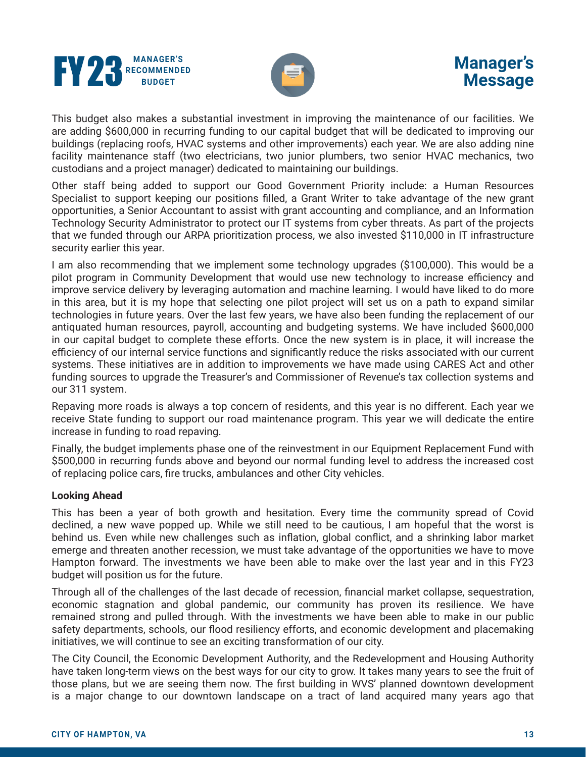This budget also makes a substantial investment in improving the maintenance of our facilities. We are adding $600,000 in recurring funding to our capital budget that will be dedicated to improving our buildings (replacing roofs, HVAC systems and other improvements) each year. We are also adding nine facility maintenance staff (two electricians, two junior plumbers, two senior HVAC mechanics, two custodians and a project manager) dedicated to maintaining our buildings.

Other staff being added to support our Good Government Priority include: a Human Resources Specialist to support keeping our positions filled, a Grant Writer to take advantage of the new grant opportunities, a Senior Accountant to assist with grant accounting and compliance, and an Information Technology Security Administrator to protect our IT systems from cyber threats. As part of the projects that we funded through our ARPA prioritization process, we also invested $110,000 in IT infrastructure security earlier this year.

I am also recommending that we implement some technology upgrades ($100,000). This would be a pilot program in Community Development that would use new technology to increase efficiency and improve service delivery by leveraging automation and machine learning. I would have liked to do more in this area, but it is my hope that selecting one pilot project will set us on a path to expand similar technologies in future years. Over the last few years, we have also been funding the replacement of our antiquated human resources, payroll, accounting and budgeting systems. We have included $600,000 in our capital budget to complete these efforts. Once the new system is in place, it will increase the efficiency of our internal service functions and significantly reduce the risks associated with our current systems. These initiatives are in addition to improvements we have made using CARES Act and other funding sources to upgrade the Treasurer's and Commissioner of Revenue's tax collection systems and our 311 system.

Repaving more roads is always a top concern of residents, and this year is no different. Each year we receive State funding to support our road maintenance program. This year we will dedicate the entire increase in funding to road repaving.

Finally, the budget implements phase one of the reinvestment in our Equipment Replacement Fund with $500,000 in recurring funds above and beyond our normal funding level to address the increased cost of replacing police cars, fire trucks, ambulances and other City vehicles.

**Looking Ahead**

This has been a year of both growth and hesitation. Every time the community spread of Covid declined, a new wave popped up. While we still need to be cautious, I am hopeful that the worst is behind us. Even while new challenges such as inflation, global conflict, and a shrinking labor market emerge and threaten another recession, we must take advantage of the opportunities we have to move Hampton forward. The investments we have been able to make over the last year and in this FY23 budget will position us for the future.

Through all of the challenges of the last decade of recession, financial market collapse, sequestration, economic stagnation and global pandemic, our community has proven its resilience. We have remained strong and pulled through. With the investments we have been able to make in our public safety departments, schools, our flood resiliency efforts, and economic development and placemaking initiatives, we will continue to see an exciting transformation of our city.

The City Council, the Economic Development Authority, and the Redevelopment and Housing Authority have taken long-term views on the best ways for our city to grow. It takes many years to see the fruit of those plans, but we are seeing them now. The first building in WVS' planned downtown development is a major change to our downtown landscape on a tract of land acquired many years ago that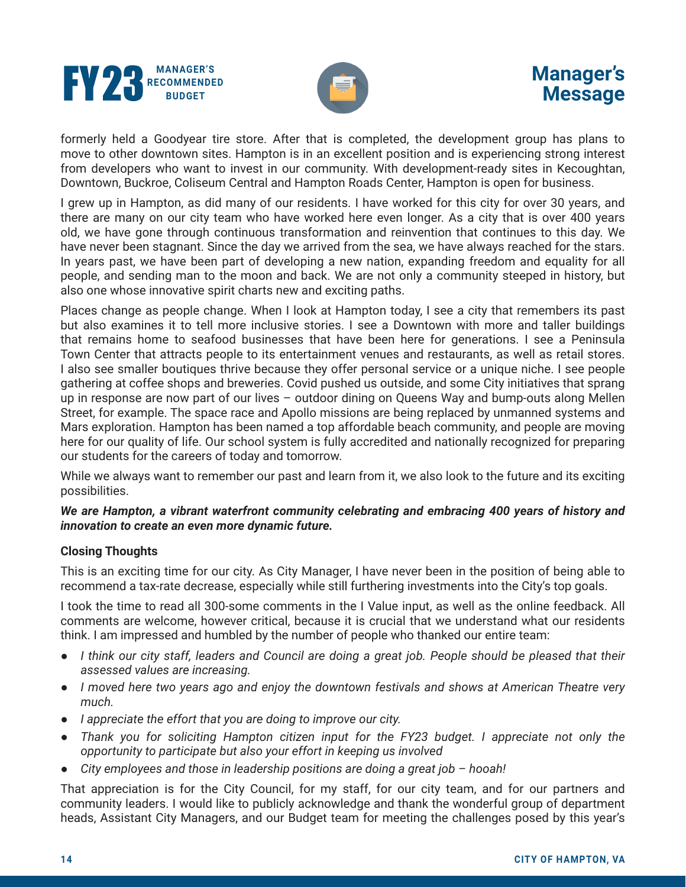formerly held a Goodyear tire store. After that is completed, the development group has plans to move to other downtown sites. Hampton is in an excellent position and is experiencing strong interest from developers who want to invest in our community. With development-ready sites in Kecoughtan, Downtown, Buckroe, Coliseum Central and Hampton Roads Center, Hampton is open for business.

I grew up in Hampton, as did many of our residents. I have worked for this city for over 30 years, and there are many on our city team who have worked here even longer. As a city that is over 400 years old, we have gone through continuous transformation and reinvention that continues to this day. We have never been stagnant. Since the day we arrived from the sea, we have always reached for the stars. In years past, we have been part of developing a new nation, expanding freedom and equality for all people, and sending man to the moon and back. We are not only a community steeped in history, but also one whose innovative spirit charts new and exciting paths.

Places change as people change. When I look at Hampton today, I see a city that remembers its past but also examines it to tell more inclusive stories. I see a Downtown with more and taller buildings that remains home to seafood businesses that have been here for generations. I see a Peninsula Town Center that attracts people to its entertainment venues and restaurants, as well as retail stores. I also see smaller boutiques thrive because they offer personal service or a unique niche. I see people gathering at coffee shops and breweries. Covid pushed us outside, and some City initiatives that sprang up in response are now part of our lives – outdoor dining on Queens Way and bump-outs along Mellen Street, for example. The space race and Apollo missions are being replaced by unmanned systems and Mars exploration. Hampton has been named a top affordable beach community, and people are moving here for our quality of life. Our school system is fully accredited and nationally recognized for preparing our students for the careers of today and tomorrow.

While we always want to remember our past and learn from it, we also look to the future and its exciting possibilities.

***We are Hampton, a vibrant waterfront community celebrating and embracing 400 years of history and innovation to create an even more dynamic future.***

**Closing Thoughts**

This is an exciting time for our city. As City Manager, I have never been in the position of being able to recommend a tax-rate decrease, especially while still furthering investments into the City's top goals.

I took the time to read all 300-some comments in the I Value input, as well as the online feedback. All comments are welcome, however critical, because it is crucial that we understand what our residents think. I am impressed and humbled by the number of people who thanked our entire team:

- *I think our city staff, leaders and Council are doing a great job. People should be pleased that their assessed values are increasing.*
- *I moved here two years ago and enjoy the downtown festivals and shows at American Theatre very much.*
- *I appreciate the effort that you are doing to improve our city.*
- *Thank you for soliciting Hampton citizen input for the FY23 budget. I appreciate not only the opportunity to participate but also your effort in keeping us involved*
- *City employees and those in leadership positions are doing a great job – hooah!*

That appreciation is for the City Council, for my staff, for our city team, and for our partners and community leaders. I would like to publicly acknowledge and thank the wonderful group of department heads, Assistant City Managers, and our Budget team for meeting the challenges posed by this year's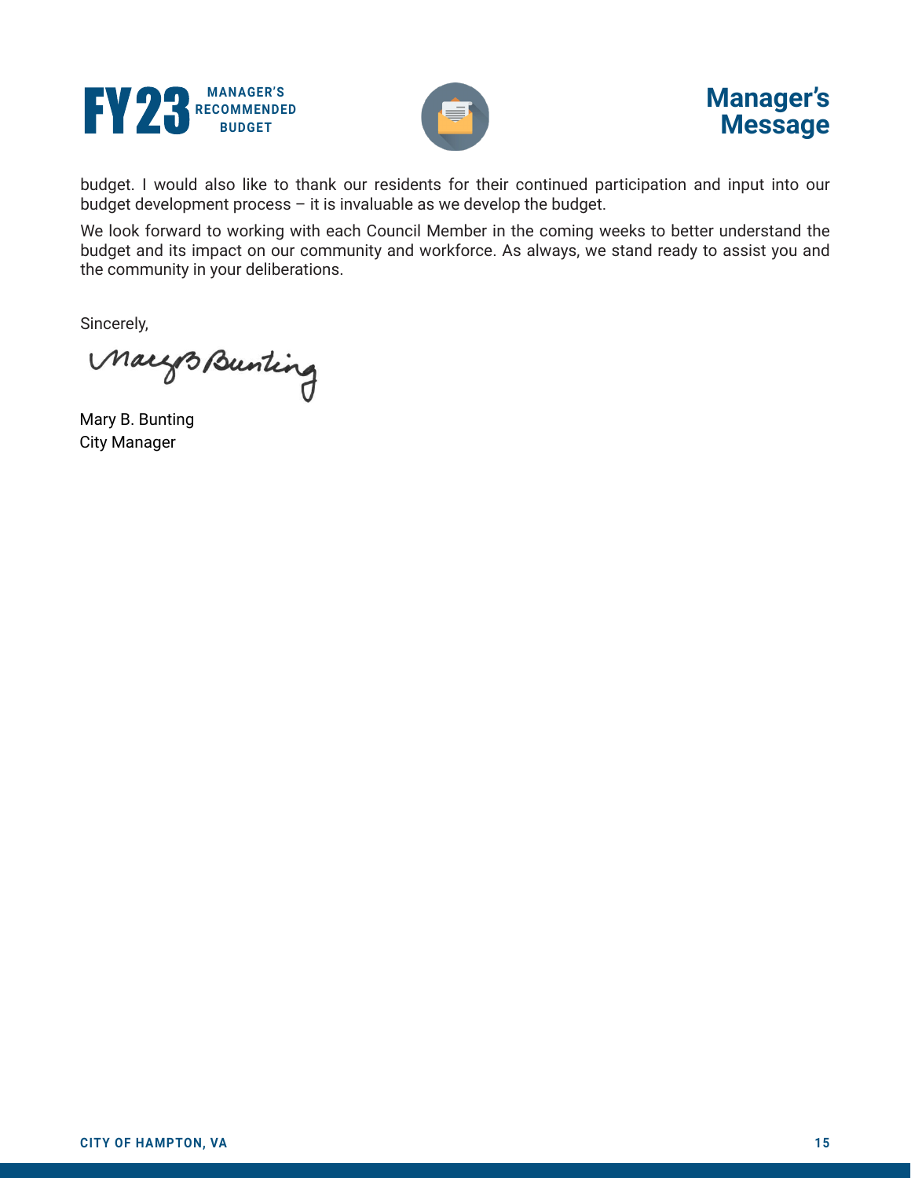budget. I would also like to thank our residents for their continued participation and input into our budget development process – it is invaluable as we develop the budget.

We look forward to working with each Council Member in the coming weeks to better understand the budget and its impact on our community and workforce. As always, we stand ready to assist you and the community in your deliberations.

Sincerely,

Mary B. Bunting
City Manager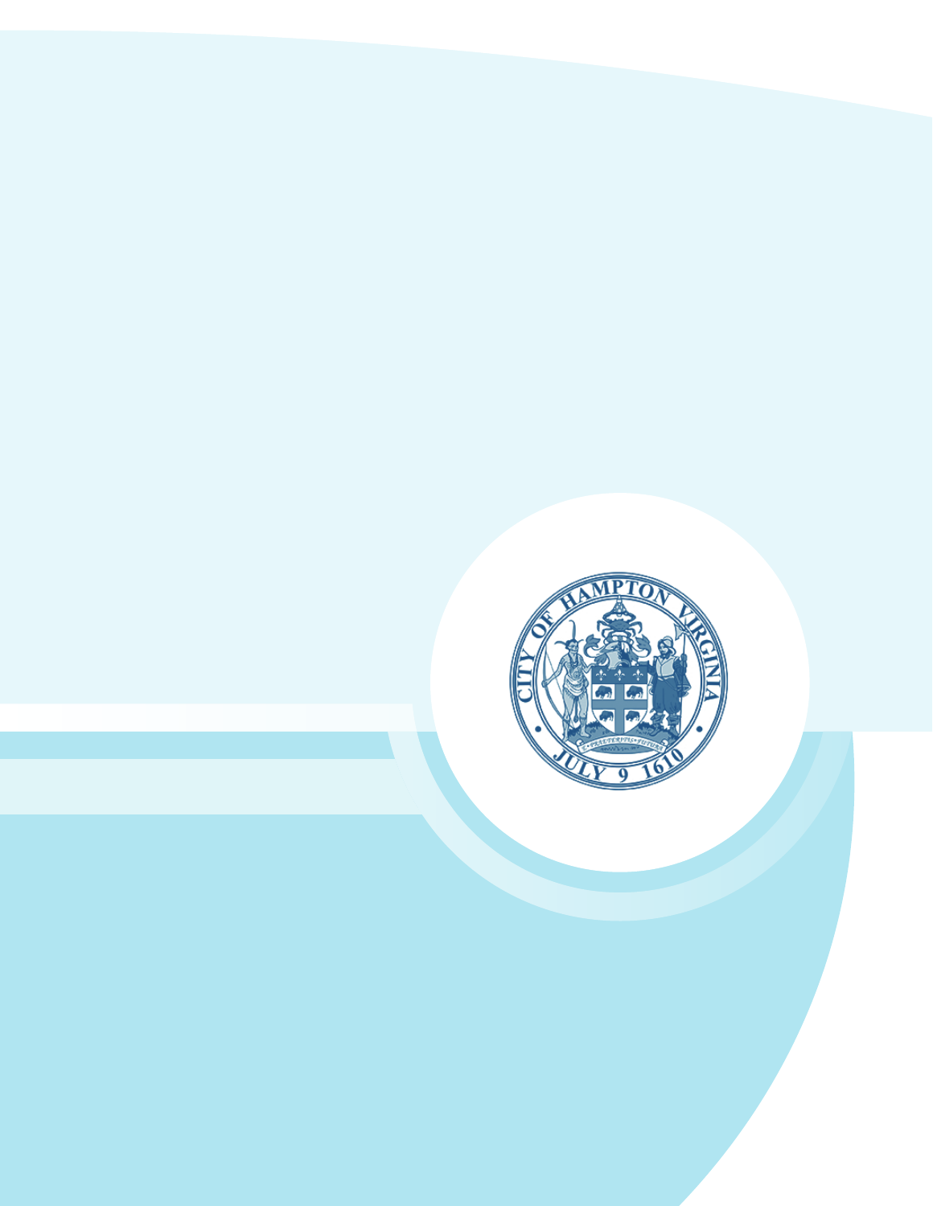CITY OF HAMPTON VIRGINIA

JULY 9 1610